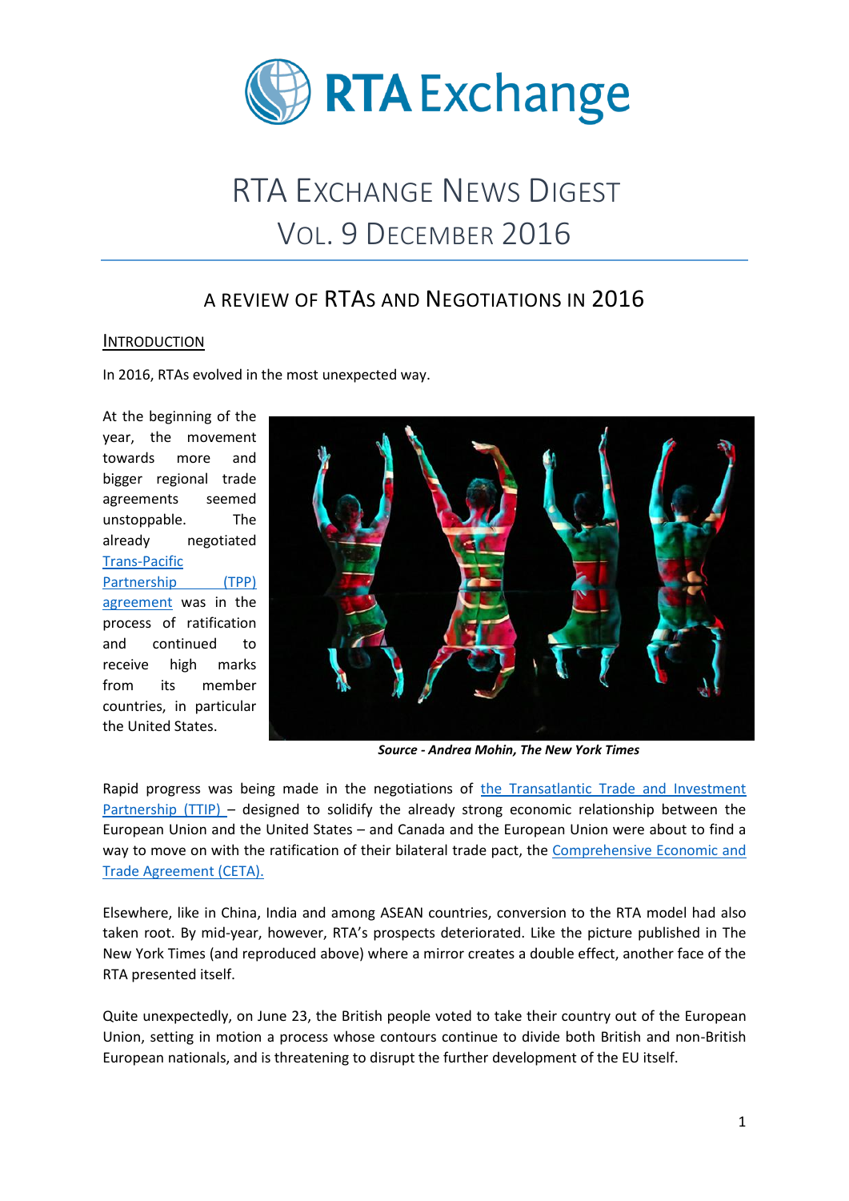# RTA Exchange

# RTA Exchange News Digest
## Vol. 9 December 2016

## A Review of RTAs and Negotiations in 2016

### Introduction

In 2016, RTAs evolved in the most unexpected way.

At the beginning of the year, the movement towards more and bigger regional trade agreements seemed unstoppable. The already negotiated Trans-Pacific Partnership (TPP) agreement was in the process of ratification and continued to receive high marks from its member countries, in particular the United States.

***Source - Andrea Mohin, The New York Times***

Rapid progress was being made in the negotiations of the Transatlantic Trade and Investment Partnership (TTIP) – designed to solidify the already strong economic relationship between the European Union and the United States – and Canada and the European Union were about to find a way to move on with the ratification of their bilateral trade pact, the Comprehensive Economic and Trade Agreement (CETA).

Elsewhere, like in China, India and among ASEAN countries, conversion to the RTA model had also taken root. By mid-year, however, RTA's prospects deteriorated. Like the picture published in The New York Times (and reproduced above) where a mirror creates a double effect, another face of the RTA presented itself.

Quite unexpectedly, on June 23, the British people voted to take their country out of the European Union, setting in motion a process whose contours continue to divide both British and non-British European nationals, and is threatening to disrupt the further development of the EU itself.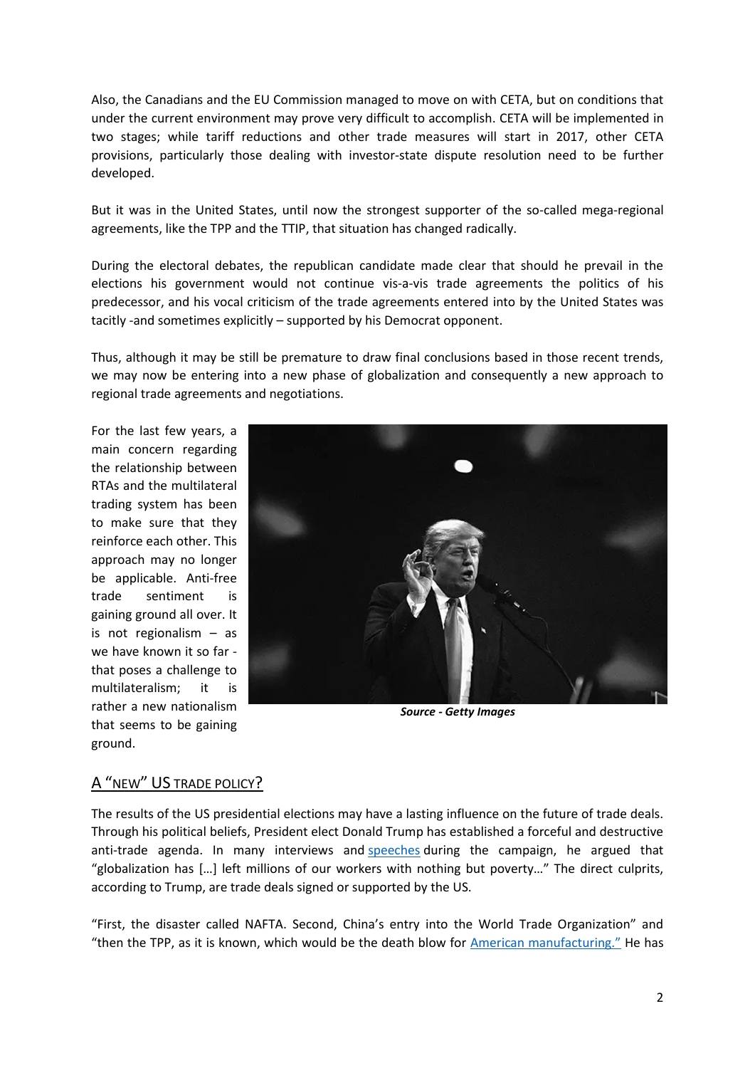Also, the Canadians and the EU Commission managed to move on with CETA, but on conditions that under the current environment may prove very difficult to accomplish. CETA will be implemented in two stages; while tariff reductions and other trade measures will start in 2017, other CETA provisions, particularly those dealing with investor-state dispute resolution need to be further developed.

But it was in the United States, until now the strongest supporter of the so-called mega-regional agreements, like the TPP and the TTIP, that situation has changed radically.

During the electoral debates, the republican candidate made clear that should he prevail in the elections his government would not continue vis-a-vis trade agreements the politics of his predecessor, and his vocal criticism of the trade agreements entered into by the United States was tacitly -and sometimes explicitly – supported by his Democrat opponent.

Thus, although it may be still be premature to draw final conclusions based in those recent trends, we may now be entering into a new phase of globalization and consequently a new approach to regional trade agreements and negotiations.

For the last few years, a main concern regarding the relationship between RTAs and the multilateral trading system has been to make sure that they reinforce each other. This approach may no longer be applicable. Anti-free trade sentiment is gaining ground all over. It is not regionalism – as we have known it so far - that poses a challenge to multilateralism; it is rather a new nationalism that seems to be gaining ground.

***Source - Getty Images***

## A "NEW" US TRADE POLICY?

The results of the US presidential elections may have a lasting influence on the future of trade deals. Through his political beliefs, President elect Donald Trump has established a forceful and destructive anti-trade agenda. In many interviews and [speeches] during the campaign, he argued that "globalization has […] left millions of our workers with nothing but poverty…" The direct culprits, according to Trump, are trade deals signed or supported by the US.

"First, the disaster called NAFTA. Second, China's entry into the World Trade Organization" and "then the TPP, as it is known, which would be the death blow for [American manufacturing."] He has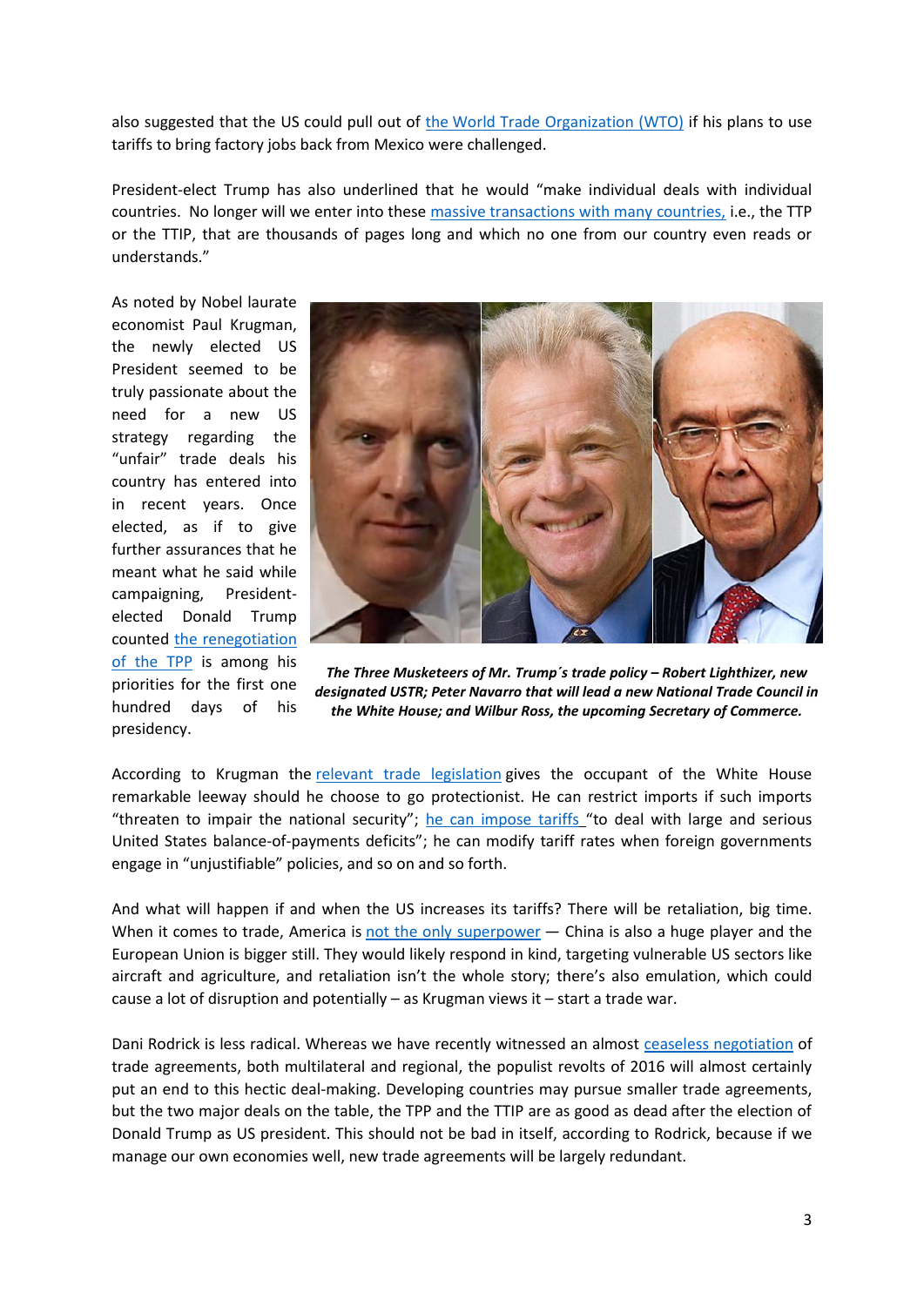also suggested that the US could pull out of the World Trade Organization (WTO) if his plans to use tariffs to bring factory jobs back from Mexico were challenged.

President-elect Trump has also underlined that he would "make individual deals with individual countries. No longer will we enter into these massive transactions with many countries, i.e., the TTP or the TTIP, that are thousands of pages long and which no one from our country even reads or understands."

As noted by Nobel laurate economist Paul Krugman, the newly elected US President seemed to be truly passionate about the need for a new US strategy regarding the "unfair" trade deals his country has entered into in recent years. Once elected, as if to give further assurances that he meant what he said while campaigning, President-elected Donald Trump counted the renegotiation of the TPP is among his priorities for the first one hundred days of his presidency.

***The Three Musketeers of Mr. Trump´s trade policy – Robert Lighthizer, new designated USTR; Peter Navarro that will lead a new National Trade Council in the White House; and Wilbur Ross, the upcoming Secretary of Commerce.***

According to Krugman the relevant trade legislation gives the occupant of the White House remarkable leeway should he choose to go protectionist. He can restrict imports if such imports "threaten to impair the national security"; he can impose tariffs "to deal with large and serious United States balance-of-payments deficits"; he can modify tariff rates when foreign governments engage in "unjustifiable" policies, and so on and so forth.

And what will happen if and when the US increases its tariffs? There will be retaliation, big time. When it comes to trade, America is not the only superpower — China is also a huge player and the European Union is bigger still. They would likely respond in kind, targeting vulnerable US sectors like aircraft and agriculture, and retaliation isn't the whole story; there's also emulation, which could cause a lot of disruption and potentially – as Krugman views it – start a trade war.

Dani Rodrick is less radical. Whereas we have recently witnessed an almost ceaseless negotiation of trade agreements, both multilateral and regional, the populist revolts of 2016 will almost certainly put an end to this hectic deal-making. Developing countries may pursue smaller trade agreements, but the two major deals on the table, the TPP and the TTIP are as good as dead after the election of Donald Trump as US president. This should not be bad in itself, according to Rodrick, because if we manage our own economies well, new trade agreements will be largely redundant.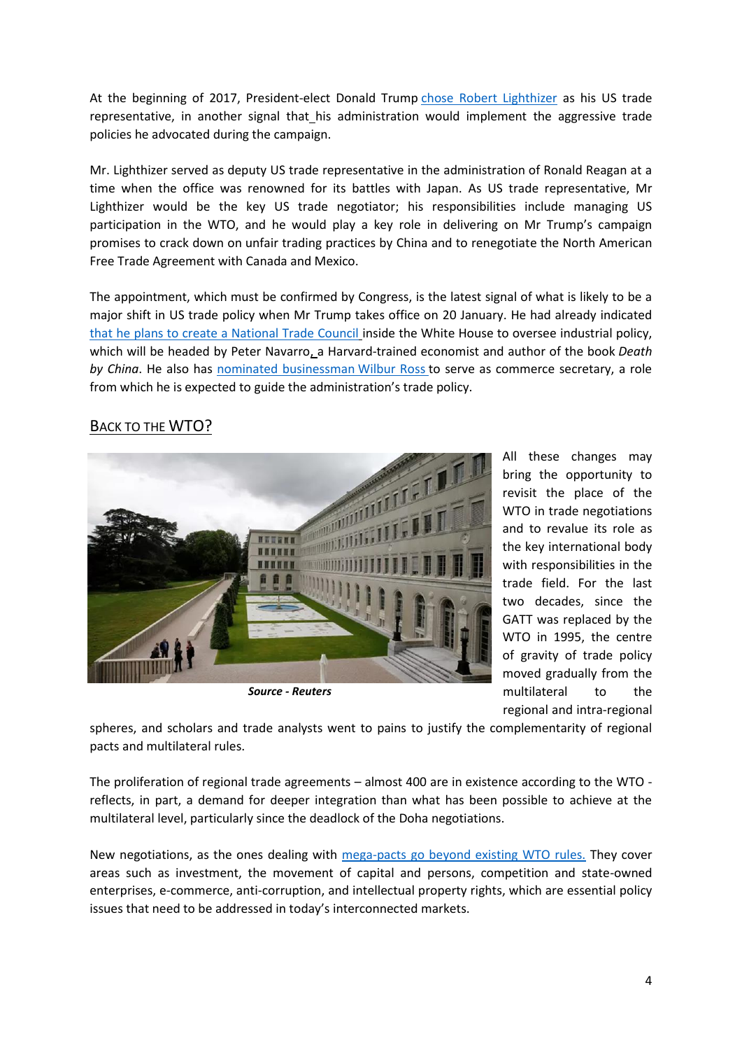At the beginning of 2017, President-elect Donald Trump chose Robert Lighthizer as his US trade representative, in another signal that his administration would implement the aggressive trade policies he advocated during the campaign.

Mr. Lighthizer served as deputy US trade representative in the administration of Ronald Reagan at a time when the office was renowned for its battles with Japan. As US trade representative, Mr Lighthizer would be the key US trade negotiator; his responsibilities include managing US participation in the WTO, and he would play a key role in delivering on Mr Trump's campaign promises to crack down on unfair trading practices by China and to renegotiate the North American Free Trade Agreement with Canada and Mexico.

The appointment, which must be confirmed by Congress, is the latest signal of what is likely to be a major shift in US trade policy when Mr Trump takes office on 20 January. He had already indicated that he plans to create a National Trade Council inside the White House to oversee industrial policy, which will be headed by Peter Navarro, a Harvard-trained economist and author of the book *Death by China*. He also has nominated businessman Wilbur Ross to serve as commerce secretary, a role from which he is expected to guide the administration's trade policy.

## Back to the WTO?

**Source - Reuters**

All these changes may bring the opportunity to revisit the place of the WTO in trade negotiations and to revalue its role as the key international body with responsibilities in the trade field. For the last two decades, since the GATT was replaced by the WTO in 1995, the centre of gravity of trade policy moved gradually from the multilateral to the regional and intra-regional spheres, and scholars and trade analysts went to pains to justify the complementarity of regional pacts and multilateral rules.

The proliferation of regional trade agreements – almost 400 are in existence according to the WTO - reflects, in part, a demand for deeper integration than what has been possible to achieve at the multilateral level, particularly since the deadlock of the Doha negotiations.

New negotiations, as the ones dealing with mega-pacts go beyond existing WTO rules. They cover areas such as investment, the movement of capital and persons, competition and state-owned enterprises, e-commerce, anti-corruption, and intellectual property rights, which are essential policy issues that need to be addressed in today's interconnected markets.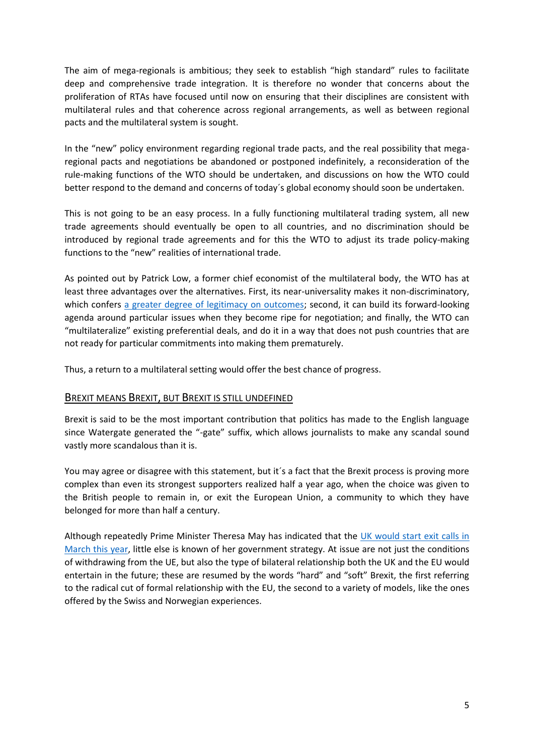The aim of mega-regionals is ambitious; they seek to establish "high standard" rules to facilitate deep and comprehensive trade integration. It is therefore no wonder that concerns about the proliferation of RTAs have focused until now on ensuring that their disciplines are consistent with multilateral rules and that coherence across regional arrangements, as well as between regional pacts and the multilateral system is sought.

In the "new" policy environment regarding regional trade pacts, and the real possibility that mega-regional pacts and negotiations be abandoned or postponed indefinitely, a reconsideration of the rule-making functions of the WTO should be undertaken, and discussions on how the WTO could better respond to the demand and concerns of today´s global economy should soon be undertaken.

This is not going to be an easy process. In a fully functioning multilateral trading system, all new trade agreements should eventually be open to all countries, and no discrimination should be introduced by regional trade agreements and for this the WTO to adjust its trade policy-making functions to the "new" realities of international trade.

As pointed out by Patrick Low, a former chief economist of the multilateral body, the WTO has at least three advantages over the alternatives. First, its near-universality makes it non-discriminatory, which confers a greater degree of legitimacy on outcomes; second, it can build its forward-looking agenda around particular issues when they become ripe for negotiation; and finally, the WTO can "multilateralize" existing preferential deals, and do it in a way that does not push countries that are not ready for particular commitments into making them prematurely.

Thus, a return to a multilateral setting would offer the best chance of progress.

## Brexit means Brexit, but Brexit is still undefined

Brexit is said to be the most important contribution that politics has made to the English language since Watergate generated the "-gate" suffix, which allows journalists to make any scandal sound vastly more scandalous than it is.

You may agree or disagree with this statement, but it´s a fact that the Brexit process is proving more complex than even its strongest supporters realized half a year ago, when the choice was given to the British people to remain in, or exit the European Union, a community to which they have belonged for more than half a century.

Although repeatedly Prime Minister Theresa May has indicated that the UK would start exit calls in March this year, little else is known of her government strategy. At issue are not just the conditions of withdrawing from the UE, but also the type of bilateral relationship both the UK and the EU would entertain in the future; these are resumed by the words "hard" and "soft" Brexit, the first referring to the radical cut of formal relationship with the EU, the second to a variety of models, like the ones offered by the Swiss and Norwegian experiences.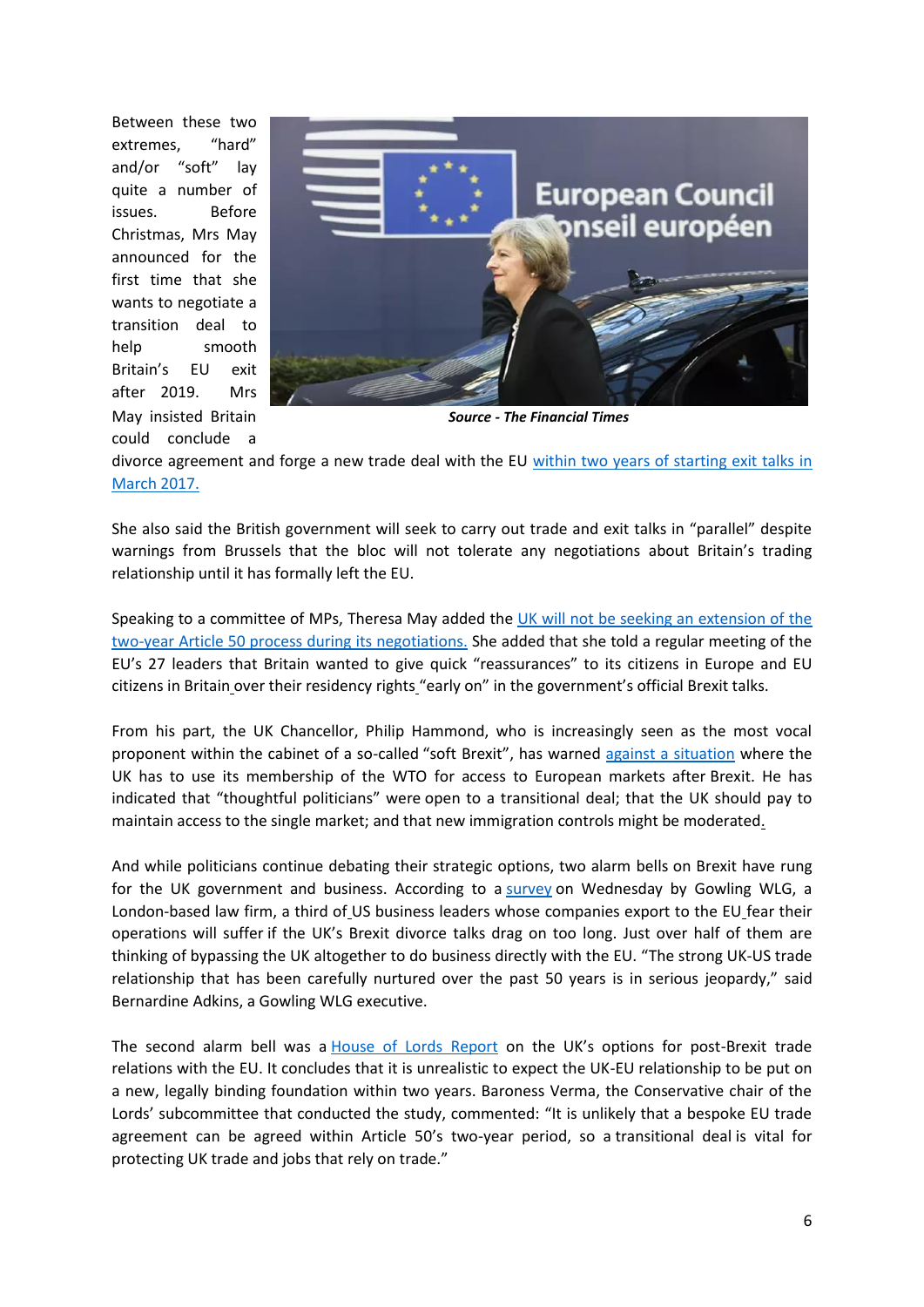Between these two extremes, "hard" and/or "soft" lay quite a number of issues. Before Christmas, Mrs May announced for the first time that she wants to negotiate a transition deal to help smooth Britain's EU exit after 2019. Mrs May insisted Britain could conclude a divorce agreement and forge a new trade deal with the EU within two years of starting exit talks in March 2017.

***Source - The Financial Times***

She also said the British government will seek to carry out trade and exit talks in "parallel" despite warnings from Brussels that the bloc will not tolerate any negotiations about Britain's trading relationship until it has formally left the EU.

Speaking to a committee of MPs, Theresa May added the UK will not be seeking an extension of the two-year Article 50 process during its negotiations. She added that she told a regular meeting of the EU's 27 leaders that Britain wanted to give quick "reassurances" to its citizens in Europe and EU citizens in Britain over their residency rights "early on" in the government's official Brexit talks.

From his part, the UK Chancellor, Philip Hammond, who is increasingly seen as the most vocal proponent within the cabinet of a so-called "soft Brexit", has warned against a situation where the UK has to use its membership of the WTO for access to European markets after Brexit. He has indicated that "thoughtful politicians" were open to a transitional deal; that the UK should pay to maintain access to the single market; and that new immigration controls might be moderated.

And while politicians continue debating their strategic options, two alarm bells on Brexit have rung for the UK government and business. According to a survey on Wednesday by Gowling WLG, a London-based law firm, a third of US business leaders whose companies export to the EU fear their operations will suffer if the UK's Brexit divorce talks drag on too long. Just over half of them are thinking of bypassing the UK altogether to do business directly with the EU. "The strong UK-US trade relationship that has been carefully nurtured over the past 50 years is in serious jeopardy," said Bernardine Adkins, a Gowling WLG executive.

The second alarm bell was a House of Lords Report on the UK's options for post-Brexit trade relations with the EU. It concludes that it is unrealistic to expect the UK-EU relationship to be put on a new, legally binding foundation within two years. Baroness Verma, the Conservative chair of the Lords' subcommittee that conducted the study, commented: "It is unlikely that a bespoke EU trade agreement can be agreed within Article 50's two-year period, so a transitional deal is vital for protecting UK trade and jobs that rely on trade."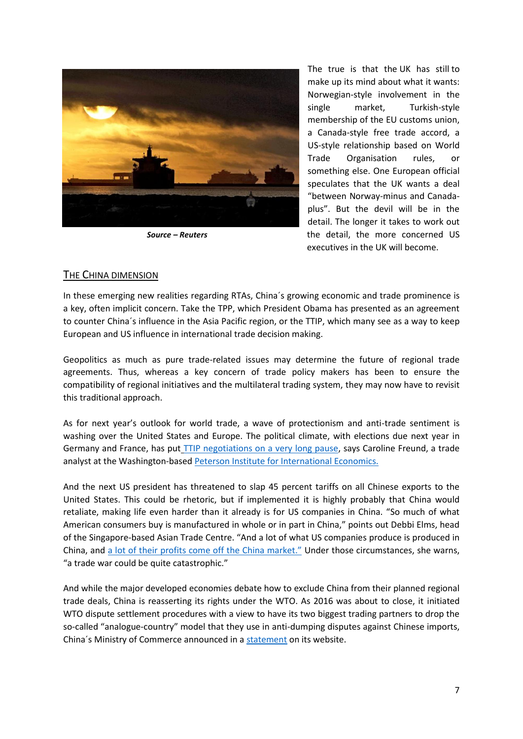Source – Reuters

The true is that the UK has still to make up its mind about what it wants: Norwegian-style involvement in the single market, Turkish-style membership of the EU customs union, a Canada-style free trade accord, a US-style relationship based on World Trade Organisation rules, or something else. One European official speculates that the UK wants a deal "between Norway-minus and Canada-plus". But the devil will be in the detail. The longer it takes to work out the detail, the more concerned US executives in the UK will become.

## THE CHINA DIMENSION

In these emerging new realities regarding RTAs, China´s growing economic and trade prominence is a key, often implicit concern. Take the TPP, which President Obama has presented as an agreement to counter China´s influence in the Asia Pacific region, or the TTIP, which many see as a way to keep European and US influence in international trade decision making.

Geopolitics as much as pure trade-related issues may determine the future of regional trade agreements. Thus, whereas a key concern of trade policy makers has been to ensure the compatibility of regional initiatives and the multilateral trading system, they may now have to revisit this traditional approach.

As for next year's outlook for world trade, a wave of protectionism and anti-trade sentiment is washing over the United States and Europe. The political climate, with elections due next year in Germany and France, has put TTIP negotiations on a very long pause, says Caroline Freund, a trade analyst at the Washington-based Peterson Institute for International Economics.

And the next US president has threatened to slap 45 percent tariffs on all Chinese exports to the United States. This could be rhetoric, but if implemented it is highly probably that China would retaliate, making life even harder than it already is for US companies in China. "So much of what American consumers buy is manufactured in whole or in part in China," points out Debbi Elms, head of the Singapore-based Asian Trade Centre. "And a lot of what US companies produce is produced in China, and a lot of their profits come off the China market." Under those circumstances, she warns, "a trade war could be quite catastrophic."

And while the major developed economies debate how to exclude China from their planned regional trade deals, China is reasserting its rights under the WTO. As 2016 was about to close, it initiated WTO dispute settlement procedures with a view to have its two biggest trading partners to drop the so-called "analogue-country" model that they use in anti-dumping disputes against Chinese imports, China´s Ministry of Commerce announced in a statement on its website.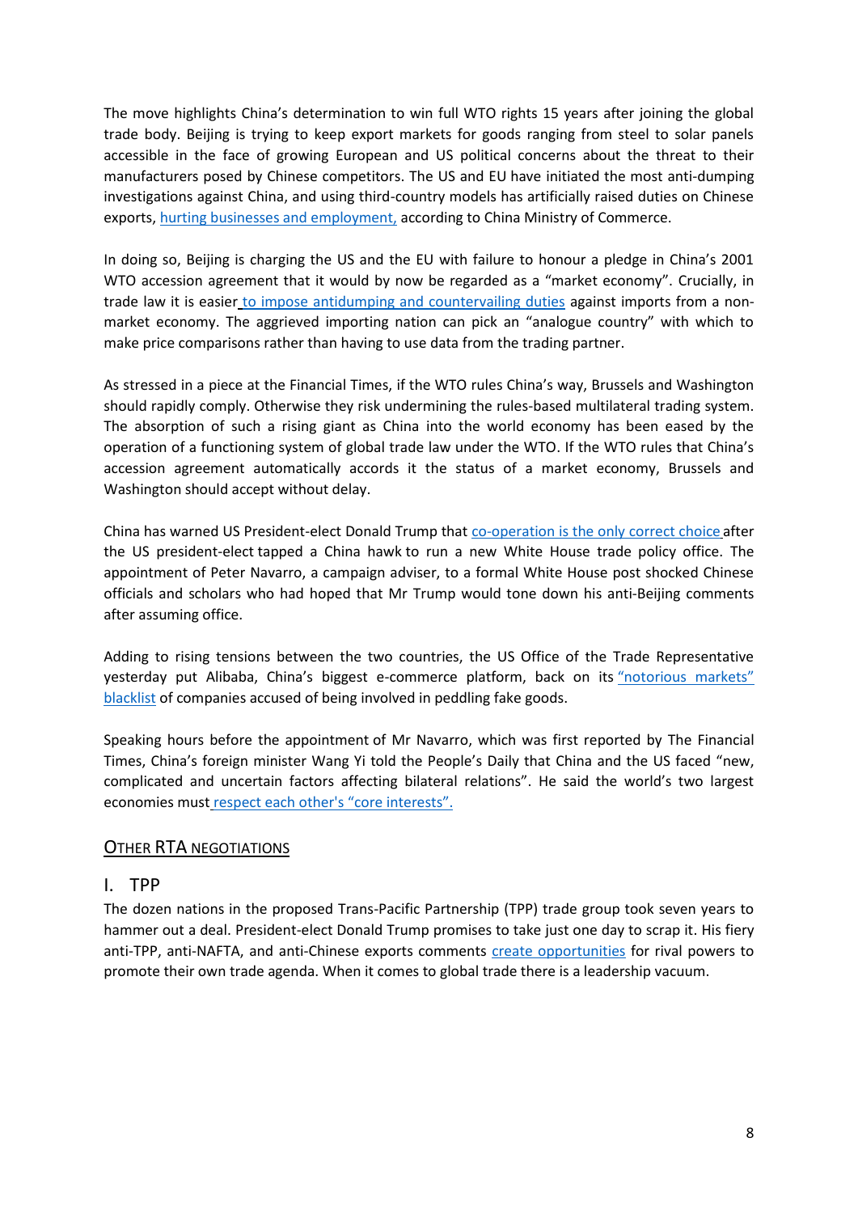The move highlights China's determination to win full WTO rights 15 years after joining the global trade body. Beijing is trying to keep export markets for goods ranging from steel to solar panels accessible in the face of growing European and US political concerns about the threat to their manufacturers posed by Chinese competitors. The US and EU have initiated the most anti-dumping investigations against China, and using third-country models has artificially raised duties on Chinese exports, hurting businesses and employment, according to China Ministry of Commerce.

In doing so, Beijing is charging the US and the EU with failure to honour a pledge in China's 2001 WTO accession agreement that it would by now be regarded as a "market economy". Crucially, in trade law it is easier to impose antidumping and countervailing duties against imports from a non-market economy. The aggrieved importing nation can pick an "analogue country" with which to make price comparisons rather than having to use data from the trading partner.

As stressed in a piece at the Financial Times, if the WTO rules China's way, Brussels and Washington should rapidly comply. Otherwise they risk undermining the rules-based multilateral trading system. The absorption of such a rising giant as China into the world economy has been eased by the operation of a functioning system of global trade law under the WTO. If the WTO rules that China's accession agreement automatically accords it the status of a market economy, Brussels and Washington should accept without delay.

China has warned US President-elect Donald Trump that co-operation is the only correct choice after the US president-elect tapped a China hawk to run a new White House trade policy office. The appointment of Peter Navarro, a campaign adviser, to a formal White House post shocked Chinese officials and scholars who had hoped that Mr Trump would tone down his anti-Beijing comments after assuming office.

Adding to rising tensions between the two countries, the US Office of the Trade Representative yesterday put Alibaba, China's biggest e-commerce platform, back on its "notorious markets" blacklist of companies accused of being involved in peddling fake goods.

Speaking hours before the appointment of Mr Navarro, which was first reported by The Financial Times, China's foreign minister Wang Yi told the People's Daily that China and the US faced "new, complicated and uncertain factors affecting bilateral relations". He said the world's two largest economies must respect each other's "core interests".

## Other RTA Negotiations

### I. TPP

The dozen nations in the proposed Trans-Pacific Partnership (TPP) trade group took seven years to hammer out a deal. President-elect Donald Trump promises to take just one day to scrap it. His fiery anti-TPP, anti-NAFTA, and anti-Chinese exports comments create opportunities for rival powers to promote their own trade agenda. When it comes to global trade there is a leadership vacuum.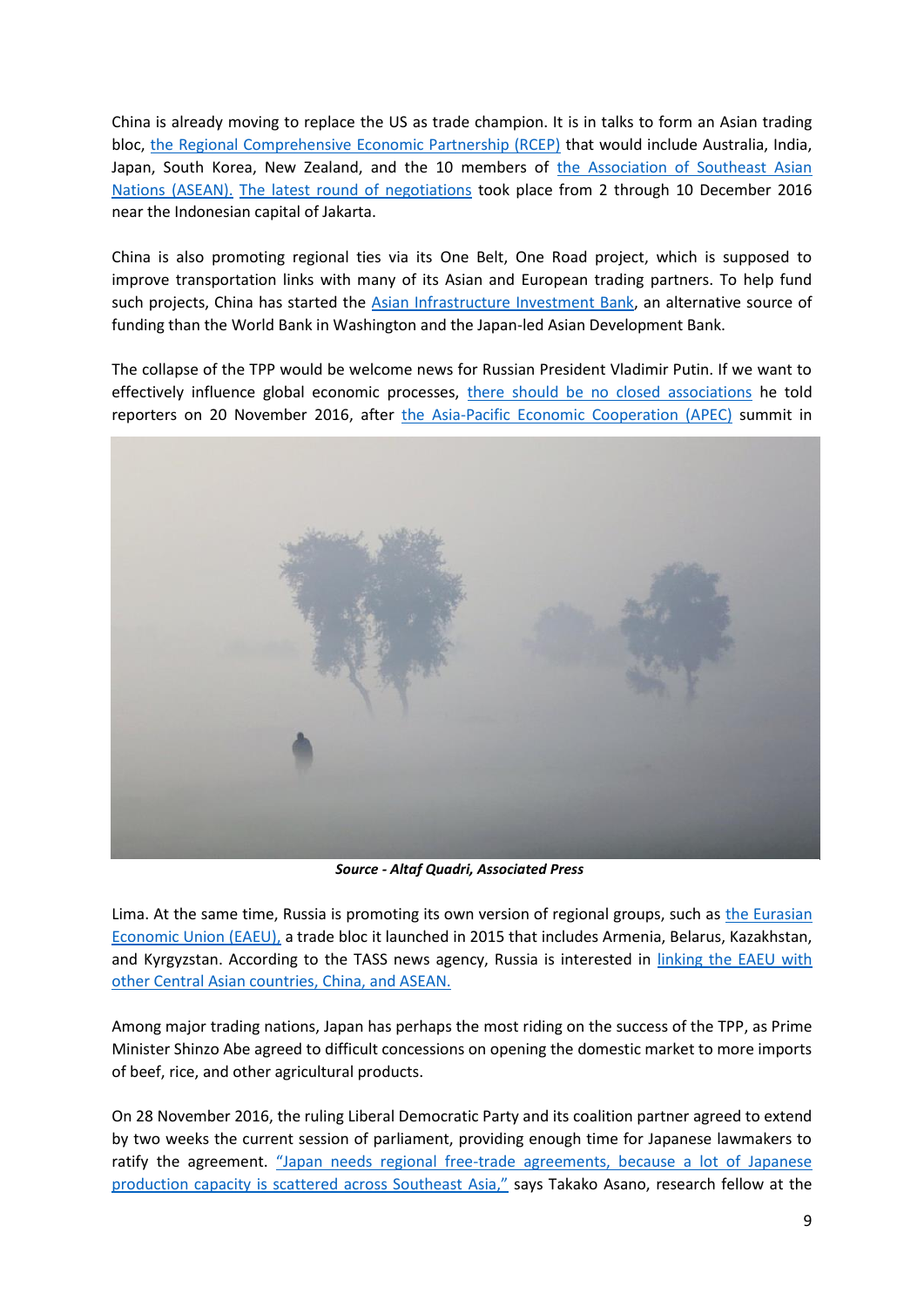China is already moving to replace the US as trade champion. It is in talks to form an Asian trading bloc, [the Regional Comprehensive Economic Partnership (RCEP)] that would include Australia, India, Japan, South Korea, New Zealand, and the 10 members of [the Association of Southeast Asian Nations (ASEAN).] [The latest round of negotiations] took place from 2 through 10 December 2016 near the Indonesian capital of Jakarta.

China is also promoting regional ties via its One Belt, One Road project, which is supposed to improve transportation links with many of its Asian and European trading partners. To help fund such projects, China has started the [Asian Infrastructure Investment Bank], an alternative source of funding than the World Bank in Washington and the Japan-led Asian Development Bank.

The collapse of the TPP would be welcome news for Russian President Vladimir Putin. If we want to effectively influence global economic processes, [there should be no closed associations] he told reporters on 20 November 2016, after [the Asia-Pacific Economic Cooperation (APEC)] summit in Lima. At the same time, Russia is promoting its own version of regional groups, such as [the Eurasian Economic Union (EAEU),] a trade bloc it launched in 2015 that includes Armenia, Belarus, Kazakhstan, and Kyrgyzstan. According to the TASS news agency, Russia is interested in [linking the EAEU with other Central Asian countries, China, and ASEAN.]

***Source - Altaf Quadri, Associated Press***

Among major trading nations, Japan has perhaps the most riding on the success of the TPP, as Prime Minister Shinzo Abe agreed to difficult concessions on opening the domestic market to more imports of beef, rice, and other agricultural products.

On 28 November 2016, the ruling Liberal Democratic Party and its coalition partner agreed to extend by two weeks the current session of parliament, providing enough time for Japanese lawmakers to ratify the agreement. ["Japan needs regional free-trade agreements, because a lot of Japanese production capacity is scattered across Southeast Asia,"] says Takako Asano, research fellow at the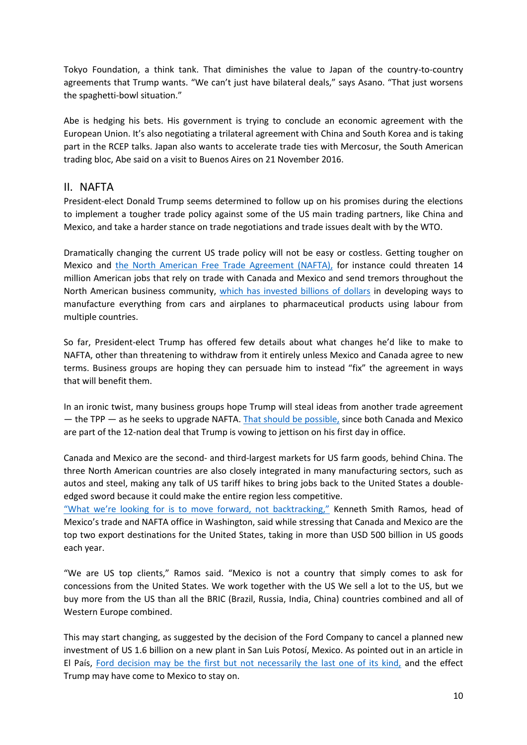Tokyo Foundation, a think tank. That diminishes the value to Japan of the country-to-country agreements that Trump wants. "We can't just have bilateral deals," says Asano. "That just worsens the spaghetti-bowl situation."

Abe is hedging his bets. His government is trying to conclude an economic agreement with the European Union. It's also negotiating a trilateral agreement with China and South Korea and is taking part in the RCEP talks. Japan also wants to accelerate trade ties with Mercosur, the South American trading bloc, Abe said on a visit to Buenos Aires on 21 November 2016.

## II. NAFTA

President-elect Donald Trump seems determined to follow up on his promises during the elections to implement a tougher trade policy against some of the US main trading partners, like China and Mexico, and take a harder stance on trade negotiations and trade issues dealt with by the WTO.

Dramatically changing the current US trade policy will not be easy or costless. Getting tougher on Mexico and the North American Free Trade Agreement (NAFTA), for instance could threaten 14 million American jobs that rely on trade with Canada and Mexico and send tremors throughout the North American business community, which has invested billions of dollars in developing ways to manufacture everything from cars and airplanes to pharmaceutical products using labour from multiple countries.

So far, President-elect Trump has offered few details about what changes he'd like to make to NAFTA, other than threatening to withdraw from it entirely unless Mexico and Canada agree to new terms. Business groups are hoping they can persuade him to instead "fix" the agreement in ways that will benefit them.

In an ironic twist, many business groups hope Trump will steal ideas from another trade agreement — the TPP — as he seeks to upgrade NAFTA. That should be possible, since both Canada and Mexico are part of the 12-nation deal that Trump is vowing to jettison on his first day in office.

Canada and Mexico are the second- and third-largest markets for US farm goods, behind China. The three North American countries are also closely integrated in many manufacturing sectors, such as autos and steel, making any talk of US tariff hikes to bring jobs back to the United States a double-edged sword because it could make the entire region less competitive.
"What we're looking for is to move forward, not backtracking," Kenneth Smith Ramos, head of Mexico's trade and NAFTA office in Washington, said while stressing that Canada and Mexico are the top two export destinations for the United States, taking in more than USD 500 billion in US goods each year.

"We are US top clients," Ramos said. "Mexico is not a country that simply comes to ask for concessions from the United States. We work together with the US We sell a lot to the US, but we buy more from the US than all the BRIC (Brazil, Russia, India, China) countries combined and all of Western Europe combined.

This may start changing, as suggested by the decision of the Ford Company to cancel a planned new investment of US 1.6 billion on a new plant in San Luis Potosí, Mexico. As pointed out in an article in El País, Ford decision may be the first but not necessarily the last one of its kind, and the effect Trump may have come to Mexico to stay on.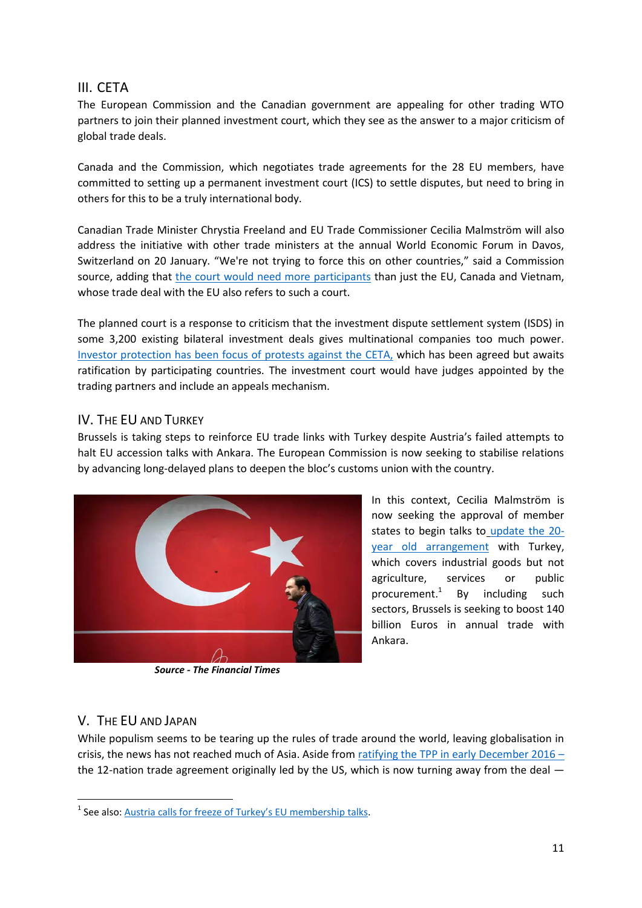## III. CETA

The European Commission and the Canadian government are appealing for other trading WTO partners to join their planned investment court, which they see as the answer to a major criticism of global trade deals.

Canada and the Commission, which negotiates trade agreements for the 28 EU members, have committed to setting up a permanent investment court (ICS) to settle disputes, but need to bring in others for this to be a truly international body.

Canadian Trade Minister Chrystia Freeland and EU Trade Commissioner Cecilia Malmström will also address the initiative with other trade ministers at the annual World Economic Forum in Davos, Switzerland on 20 January. "We're not trying to force this on other countries," said a Commission source, adding that the court would need more participants than just the EU, Canada and Vietnam, whose trade deal with the EU also refers to such a court.

The planned court is a response to criticism that the investment dispute settlement system (ISDS) in some 3,200 existing bilateral investment deals gives multinational companies too much power. Investor protection has been focus of protests against the CETA, which has been agreed but awaits ratification by participating countries. The investment court would have judges appointed by the trading partners and include an appeals mechanism.

## IV. The EU and Turkey

Brussels is taking steps to reinforce EU trade links with Turkey despite Austria's failed attempts to halt EU accession talks with Ankara. The European Commission is now seeking to stabilise relations by advancing long-delayed plans to deepen the bloc's customs union with the country.

***Source - The Financial Times***

In this context, Cecilia Malmström is now seeking the approval of member states to begin talks to update the 20-year old arrangement with Turkey, which covers industrial goods but not agriculture, services or public procurement.[1] By including such sectors, Brussels is seeking to boost 140 billion Euros in annual trade with Ankara.

## V. The EU and Japan

While populism seems to be tearing up the rules of trade around the world, leaving globalisation in crisis, the news has not reached much of Asia. Aside from ratifying the TPP in early December 2016 – the 12-nation trade agreement originally led by the US, which is now turning away from the deal —

[1] See also: Austria calls for freeze of Turkey's EU membership talks.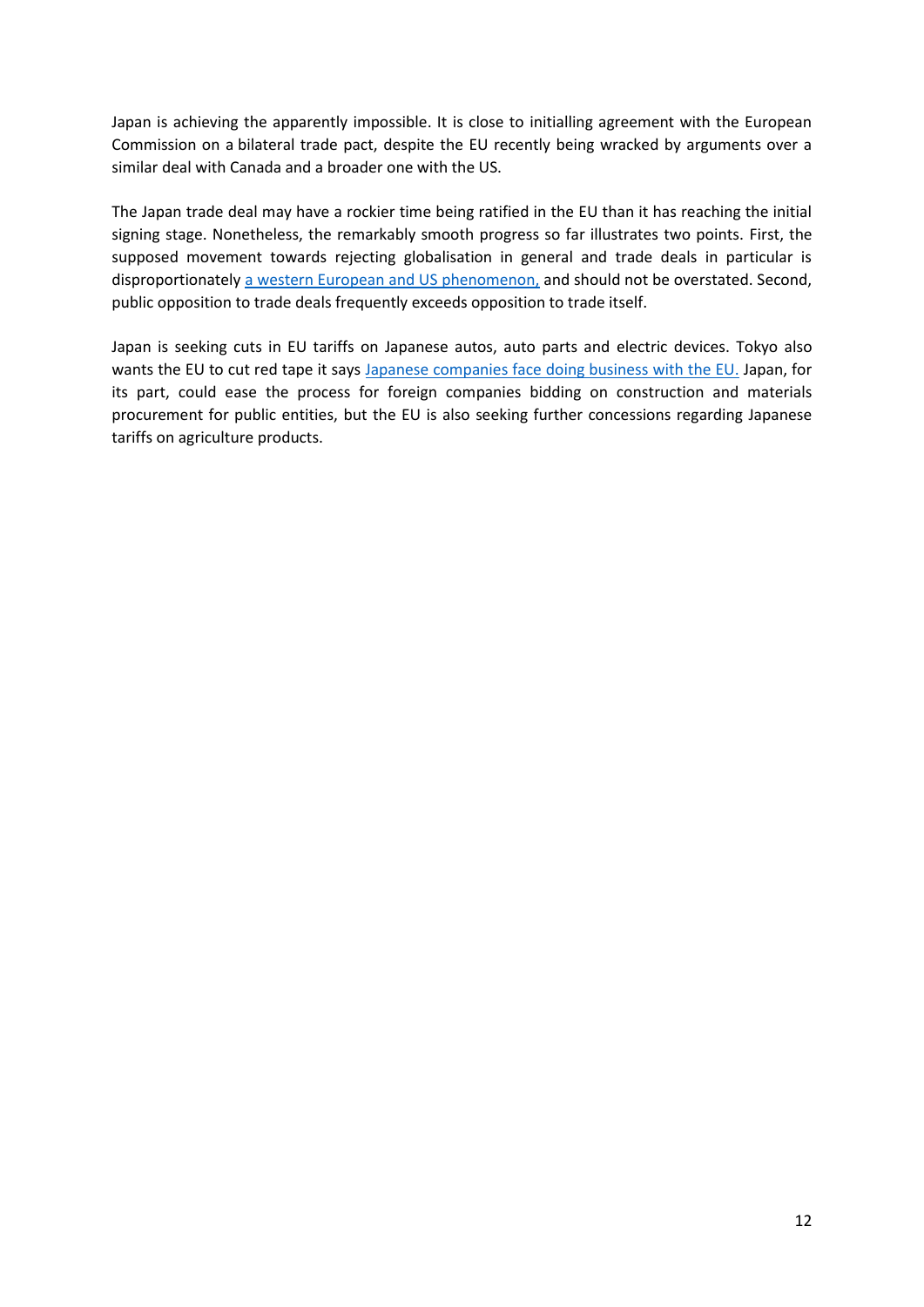Japan is achieving the apparently impossible. It is close to initialling agreement with the European Commission on a bilateral trade pact, despite the EU recently being wracked by arguments over a similar deal with Canada and a broader one with the US.

The Japan trade deal may have a rockier time being ratified in the EU than it has reaching the initial signing stage. Nonetheless, the remarkably smooth progress so far illustrates two points. First, the supposed movement towards rejecting globalisation in general and trade deals in particular is disproportionately a western European and US phenomenon, and should not be overstated. Second, public opposition to trade deals frequently exceeds opposition to trade itself.

Japan is seeking cuts in EU tariffs on Japanese autos, auto parts and electric devices. Tokyo also wants the EU to cut red tape it says Japanese companies face doing business with the EU. Japan, for its part, could ease the process for foreign companies bidding on construction and materials procurement for public entities, but the EU is also seeking further concessions regarding Japanese tariffs on agriculture products.